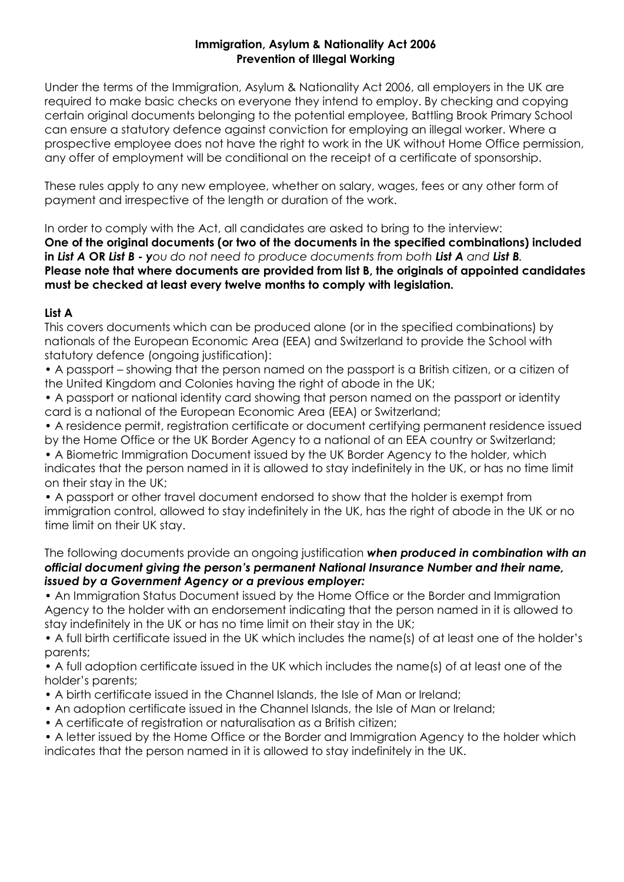**Immigration, Asylum & Nationality Act 2006**
**Prevention of Illegal Working**

Under the terms of the Immigration, Asylum & Nationality Act 2006, all employers in the UK are required to make basic checks on everyone they intend to employ. By checking and copying certain original documents belonging to the potential employee, Battling Brook Primary School can ensure a statutory defence against conviction for employing an illegal worker. Where a prospective employee does not have the right to work in the UK without Home Office permission, any offer of employment will be conditional on the receipt of a certificate of sponsorship.

These rules apply to any new employee, whether on salary, wages, fees or any other form of payment and irrespective of the length or duration of the work.

In order to comply with the Act, all candidates are asked to bring to the interview:
**One of the original documents (or two of the documents in the specified combinations) included in *List A* OR *List B* - *y*****_ou do not need to produce documents from both_ *List A* _and_ *List B*.**
**Please note that where documents are provided from list B, the originals of appointed candidates must be checked at least every twelve months to comply with legislation.**

**List A**

This covers documents which can be produced alone (or in the specified combinations) by nationals of the European Economic Area (EEA) and Switzerland to provide the School with statutory defence (ongoing justification):

- A passport – showing that the person named on the passport is a British citizen, or a citizen of the United Kingdom and Colonies having the right of abode in the UK;
- A passport or national identity card showing that person named on the passport or identity card is a national of the European Economic Area (EEA) or Switzerland;
- A residence permit, registration certificate or document certifying permanent residence issued by the Home Office or the UK Border Agency to a national of an EEA country or Switzerland;
- A Biometric Immigration Document issued by the UK Border Agency to the holder, which indicates that the person named in it is allowed to stay indefinitely in the UK, or has no time limit on their stay in the UK;
- A passport or other travel document endorsed to show that the holder is exempt from immigration control, allowed to stay indefinitely in the UK, has the right of abode in the UK or no time limit on their UK stay.

The following documents provide an ongoing justification ***when produced in combination with an official document giving the person's permanent National Insurance Number and their name, issued by a Government Agency or a previous employer:***

- An Immigration Status Document issued by the Home Office or the Border and Immigration Agency to the holder with an endorsement indicating that the person named in it is allowed to stay indefinitely in the UK or has no time limit on their stay in the UK;
- A full birth certificate issued in the UK which includes the name(s) of at least one of the holder's parents;
- A full adoption certificate issued in the UK which includes the name(s) of at least one of the holder's parents;
- A birth certificate issued in the Channel Islands, the Isle of Man or Ireland;
- An adoption certificate issued in the Channel Islands, the Isle of Man or Ireland;
- A certificate of registration or naturalisation as a British citizen;
- A letter issued by the Home Office or the Border and Immigration Agency to the holder which indicates that the person named in it is allowed to stay indefinitely in the UK.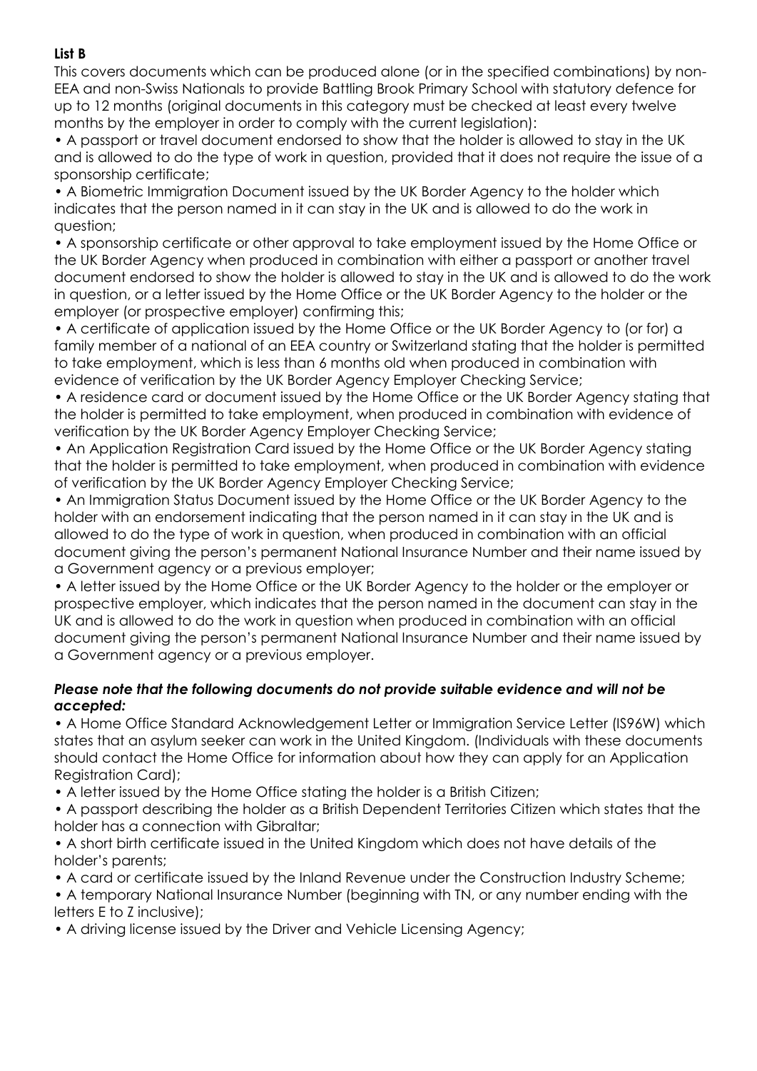**List B**

This covers documents which can be produced alone (or in the specified combinations) by non-EEA and non-Swiss Nationals to provide Battling Brook Primary School with statutory defence for up to 12 months (original documents in this category must be checked at least every twelve months by the employer in order to comply with the current legislation):

- A passport or travel document endorsed to show that the holder is allowed to stay in the UK and is allowed to do the type of work in question, provided that it does not require the issue of a sponsorship certificate;
- A Biometric Immigration Document issued by the UK Border Agency to the holder which indicates that the person named in it can stay in the UK and is allowed to do the work in question;
- A sponsorship certificate or other approval to take employment issued by the Home Office or the UK Border Agency when produced in combination with either a passport or another travel document endorsed to show the holder is allowed to stay in the UK and is allowed to do the work in question, or a letter issued by the Home Office or the UK Border Agency to the holder or the employer (or prospective employer) confirming this;
- A certificate of application issued by the Home Office or the UK Border Agency to (or for) a family member of a national of an EEA country or Switzerland stating that the holder is permitted to take employment, which is less than 6 months old when produced in combination with evidence of verification by the UK Border Agency Employer Checking Service;
- A residence card or document issued by the Home Office or the UK Border Agency stating that the holder is permitted to take employment, when produced in combination with evidence of verification by the UK Border Agency Employer Checking Service;
- An Application Registration Card issued by the Home Office or the UK Border Agency stating that the holder is permitted to take employment, when produced in combination with evidence of verification by the UK Border Agency Employer Checking Service;
- An Immigration Status Document issued by the Home Office or the UK Border Agency to the holder with an endorsement indicating that the person named in it can stay in the UK and is allowed to do the type of work in question, when produced in combination with an official document giving the person's permanent National Insurance Number and their name issued by a Government agency or a previous employer;
- A letter issued by the Home Office or the UK Border Agency to the holder or the employer or prospective employer, which indicates that the person named in the document can stay in the UK and is allowed to do the work in question when produced in combination with an official document giving the person's permanent National Insurance Number and their name issued by a Government agency or a previous employer.

***Please note that the following documents do not provide suitable evidence and will not be accepted:***

- A Home Office Standard Acknowledgement Letter or Immigration Service Letter (IS96W) which states that an asylum seeker can work in the United Kingdom. (Individuals with these documents should contact the Home Office for information about how they can apply for an Application Registration Card);
- A letter issued by the Home Office stating the holder is a British Citizen;
- A passport describing the holder as a British Dependent Territories Citizen which states that the holder has a connection with Gibraltar;
- A short birth certificate issued in the United Kingdom which does not have details of the holder's parents;
- A card or certificate issued by the Inland Revenue under the Construction Industry Scheme;
- A temporary National Insurance Number (beginning with TN, or any number ending with the letters E to Z inclusive);
- A driving license issued by the Driver and Vehicle Licensing Agency;